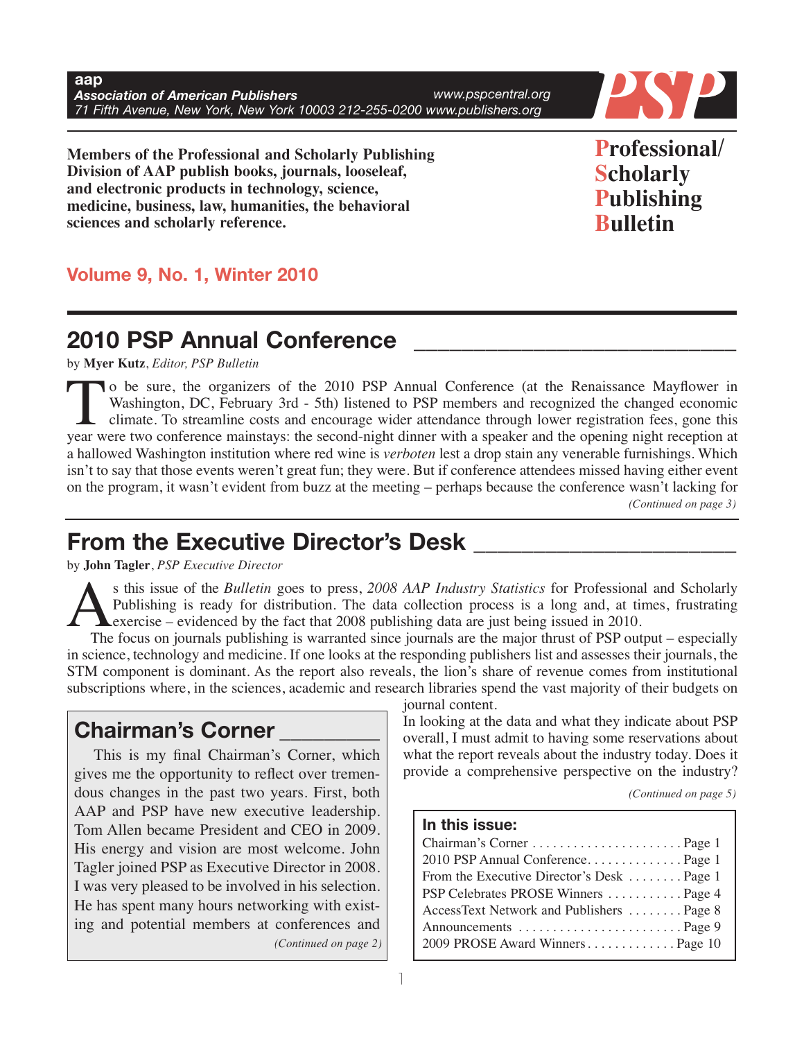**aap**
*Association of American Publishers*
*71 Fifth Avenue, New York, New York 10003 212-255-0200 www.publishers.org*
*www.pspcentral.org*

**PSP**

**Members of the Professional and Scholarly Publishing Division of AAP publish books, journals, looseleaf, and electronic products in technology, science, medicine, business, law, humanities, the behavioral sciences and scholarly reference.**

**Professional/ Scholarly Publishing Bulletin**

**Volume 9, No. 1, Winter 2010**

## 2010 PSP Annual Conference

by **Myer Kutz**, *Editor, PSP Bulletin*

To be sure, the organizers of the 2010 PSP Annual Conference (at the Renaissance Mayflower in Washington, DC, February 3rd - 5th) listened to PSP members and recognized the changed economic climate. To streamline costs and encourage wider attendance through lower registration fees, gone this year were two conference mainstays: the second-night dinner with a speaker and the opening night reception at a hallowed Washington institution where red wine is *verboten* lest a drop stain any venerable furnishings. Which isn't to say that those events weren't great fun; they were. But if conference attendees missed having either event on the program, it wasn't evident from buzz at the meeting – perhaps because the conference wasn't lacking for

*(Continued on page 3)*

## From the Executive Director's Desk

by **John Tagler**, *PSP Executive Director*

As this issue of the *Bulletin* goes to press, *2008 AAP Industry Statistics* for Professional and Scholarly Publishing is ready for distribution. The data collection process is a long and, at times, frustrating exercise – evidenced by the fact that 2008 publishing data are just being issued in 2010.

The focus on journals publishing is warranted since journals are the major thrust of PSP output – especially in science, technology and medicine. If one looks at the responding publishers list and assesses their journals, the STM component is dominant. As the report also reveals, the lion's share of revenue comes from institutional subscriptions where, in the sciences, academic and research libraries spend the vast majority of their budgets on journal content.

In looking at the data and what they indicate about PSP overall, I must admit to having some reservations about what the report reveals about the industry today. Does it provide a comprehensive perspective on the industry?

*(Continued on page 5)*

## Chairman's Corner

This is my final Chairman's Corner, which gives me the opportunity to reflect over tremendous changes in the past two years. First, both AAP and PSP have new executive leadership. Tom Allen became President and CEO in 2009. His energy and vision are most welcome. John Tagler joined PSP as Executive Director in 2008. I was very pleased to be involved in his selection. He has spent many hours networking with existing and potential members at conferences and

*(Continued on page 2)*

### In this issue:

- Chairman's Corner . . . . . . . . . . . . . . . . . . . . . . Page 1
- 2010 PSP Annual Conference. . . . . . . . . . . . . . Page 1
- From the Executive Director's Desk . . . . . . . . Page 1
- PSP Celebrates PROSE Winners . . . . . . . . . . . Page 4
- AccessText Network and Publishers . . . . . . . . Page 8
- Announcements . . . . . . . . . . . . . . . . . . . . . . . . Page 9
- 2009 PROSE Award Winners . . . . . . . . . . . . . Page 10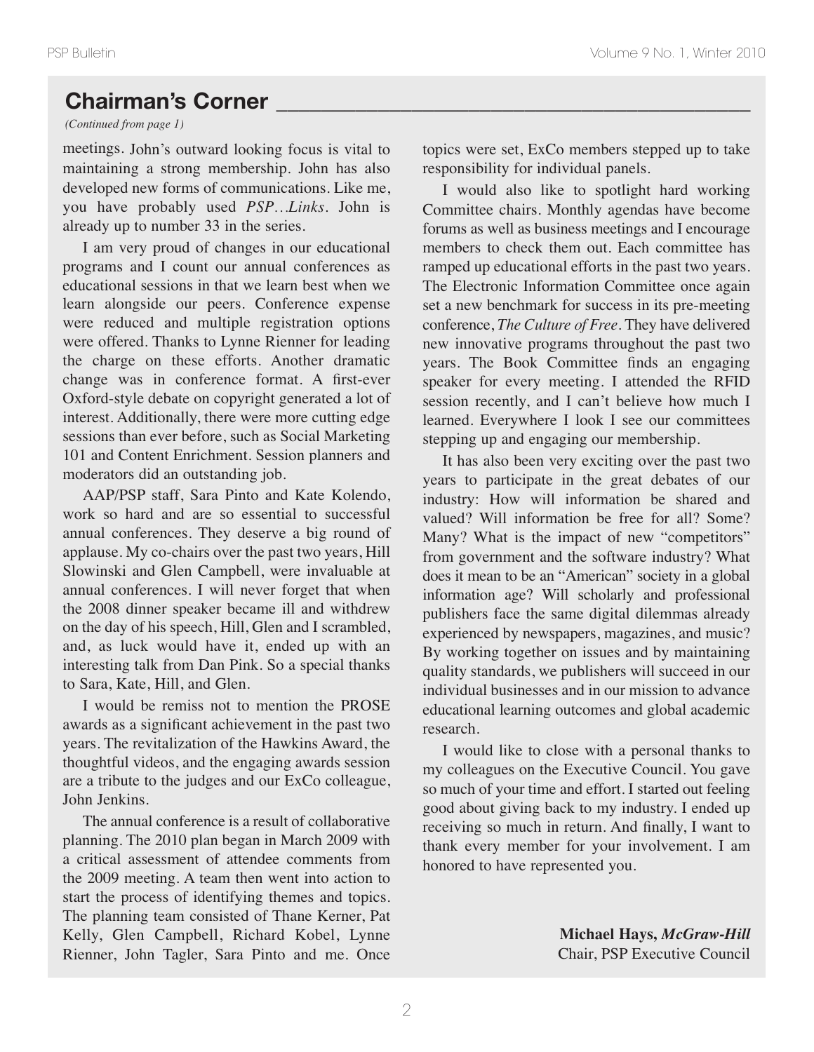## Chairman's Corner

*(Continued from page 1)*

meetings. John's outward looking focus is vital to maintaining a strong membership. John has also developed new forms of communications. Like me, you have probably used *PSP…Links*. John is already up to number 33 in the series.

I am very proud of changes in our educational programs and I count our annual conferences as educational sessions in that we learn best when we learn alongside our peers. Conference expense were reduced and multiple registration options were offered. Thanks to Lynne Rienner for leading the charge on these efforts. Another dramatic change was in conference format. A first-ever Oxford-style debate on copyright generated a lot of interest. Additionally, there were more cutting edge sessions than ever before, such as Social Marketing 101 and Content Enrichment. Session planners and moderators did an outstanding job.

AAP/PSP staff, Sara Pinto and Kate Kolendo, work so hard and are so essential to successful annual conferences. They deserve a big round of applause. My co-chairs over the past two years, Hill Slowinski and Glen Campbell, were invaluable at annual conferences. I will never forget that when the 2008 dinner speaker became ill and withdrew on the day of his speech, Hill, Glen and I scrambled, and, as luck would have it, ended up with an interesting talk from Dan Pink. So a special thanks to Sara, Kate, Hill, and Glen.

I would be remiss not to mention the PROSE awards as a significant achievement in the past two years. The revitalization of the Hawkins Award, the thoughtful videos, and the engaging awards session are a tribute to the judges and our ExCo colleague, John Jenkins.

The annual conference is a result of collaborative planning. The 2010 plan began in March 2009 with a critical assessment of attendee comments from the 2009 meeting. A team then went into action to start the process of identifying themes and topics. The planning team consisted of Thane Kerner, Pat Kelly, Glen Campbell, Richard Kobel, Lynne Rienner, John Tagler, Sara Pinto and me. Once topics were set, ExCo members stepped up to take responsibility for individual panels.

I would also like to spotlight hard working Committee chairs. Monthly agendas have become forums as well as business meetings and I encourage members to check them out. Each committee has ramped up educational efforts in the past two years. The Electronic Information Committee once again set a new benchmark for success in its pre-meeting conference, *The Culture of Free*. They have delivered new innovative programs throughout the past two years. The Book Committee finds an engaging speaker for every meeting. I attended the RFID session recently, and I can't believe how much I learned. Everywhere I look I see our committees stepping up and engaging our membership.

It has also been very exciting over the past two years to participate in the great debates of our industry: How will information be shared and valued? Will information be free for all? Some? Many? What is the impact of new "competitors" from government and the software industry? What does it mean to be an "American" society in a global information age? Will scholarly and professional publishers face the same digital dilemmas already experienced by newspapers, magazines, and music? By working together on issues and by maintaining quality standards, we publishers will succeed in our individual businesses and in our mission to advance educational learning outcomes and global academic research.

I would like to close with a personal thanks to my colleagues on the Executive Council. You gave so much of your time and effort. I started out feeling good about giving back to my industry. I ended up receiving so much in return. And finally, I want to thank every member for your involvement. I am honored to have represented you.

**Michael Hays, *McGraw-Hill***
Chair, PSP Executive Council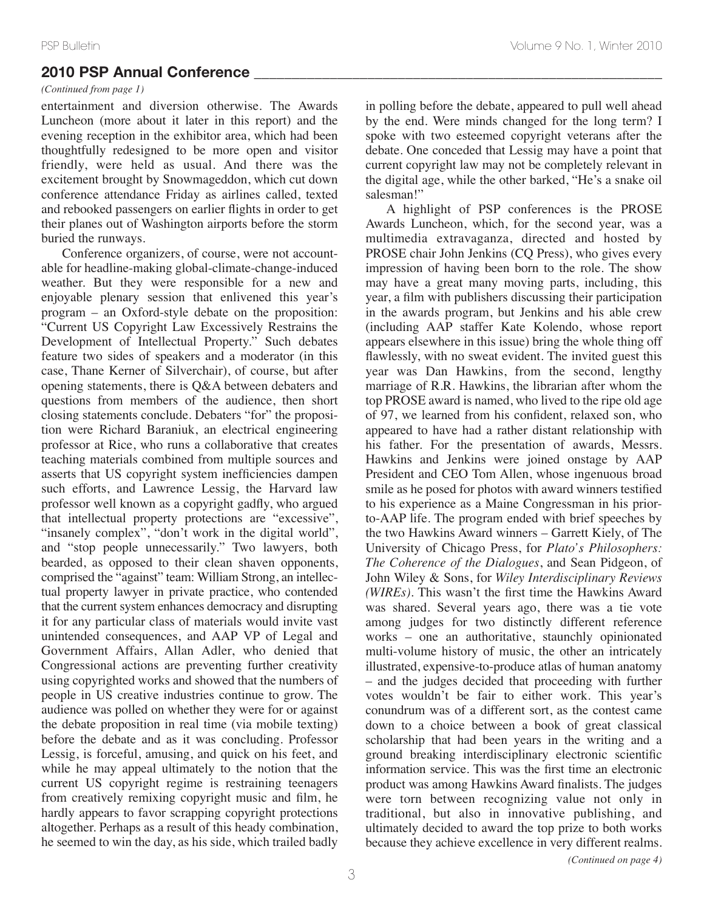## 2010 PSP Annual Conference

*(Continued from page 1)*

entertainment and diversion otherwise. The Awards Luncheon (more about it later in this report) and the evening reception in the exhibitor area, which had been thoughtfully redesigned to be more open and visitor friendly, were held as usual. And there was the excitement brought by Snowmageddon, which cut down conference attendance Friday as airlines called, texted and rebooked passengers on earlier flights in order to get their planes out of Washington airports before the storm buried the runways.

Conference organizers, of course, were not accountable for headline-making global-climate-change-induced weather. But they were responsible for a new and enjoyable plenary session that enlivened this year's program – an Oxford-style debate on the proposition: "Current US Copyright Law Excessively Restrains the Development of Intellectual Property." Such debates feature two sides of speakers and a moderator (in this case, Thane Kerner of Silverchair), of course, but after opening statements, there is Q&A between debaters and questions from members of the audience, then short closing statements conclude. Debaters "for" the proposition were Richard Baraniuk, an electrical engineering professor at Rice, who runs a collaborative that creates teaching materials combined from multiple sources and asserts that US copyright system inefficiencies dampen such efforts, and Lawrence Lessig, the Harvard law professor well known as a copyright gadfly, who argued that intellectual property protections are "excessive", "insanely complex", "don't work in the digital world", and "stop people unnecessarily." Two lawyers, both bearded, as opposed to their clean shaven opponents, comprised the "against" team: William Strong, an intellectual property lawyer in private practice, who contended that the current system enhances democracy and disrupting it for any particular class of materials would invite vast unintended consequences, and AAP VP of Legal and Government Affairs, Allan Adler, who denied that Congressional actions are preventing further creativity using copyrighted works and showed that the numbers of people in US creative industries continue to grow. The audience was polled on whether they were for or against the debate proposition in real time (via mobile texting) before the debate and as it was concluding. Professor Lessig, is forceful, amusing, and quick on his feet, and while he may appeal ultimately to the notion that the current US copyright regime is restraining teenagers from creatively remixing copyright music and film, he hardly appears to favor scrapping copyright protections altogether. Perhaps as a result of this heady combination, he seemed to win the day, as his side, which trailed badly in polling before the debate, appeared to pull well ahead by the end. Were minds changed for the long term? I spoke with two esteemed copyright veterans after the debate. One conceded that Lessig may have a point that current copyright law may not be completely relevant in the digital age, while the other barked, "He's a snake oil salesman!"

A highlight of PSP conferences is the PROSE Awards Luncheon, which, for the second year, was a multimedia extravaganza, directed and hosted by PROSE chair John Jenkins (CQ Press), who gives every impression of having been born to the role. The show may have a great many moving parts, including, this year, a film with publishers discussing their participation in the awards program, but Jenkins and his able crew (including AAP staffer Kate Kolendo, whose report appears elsewhere in this issue) bring the whole thing off flawlessly, with no sweat evident. The invited guest this year was Dan Hawkins, from the second, lengthy marriage of R.R. Hawkins, the librarian after whom the top PROSE award is named, who lived to the ripe old age of 97, we learned from his confident, relaxed son, who appeared to have had a rather distant relationship with his father. For the presentation of awards, Messrs. Hawkins and Jenkins were joined onstage by AAP President and CEO Tom Allen, whose ingenuous broad smile as he posed for photos with award winners testified to his experience as a Maine Congressman in his prior-to-AAP life. The program ended with brief speeches by the two Hawkins Award winners – Garrett Kiely, of The University of Chicago Press, for *Plato's Philosophers: The Coherence of the Dialogues*, and Sean Pidgeon, of John Wiley & Sons, for *Wiley Interdisciplinary Reviews (WIREs)*. This wasn't the first time the Hawkins Award was shared. Several years ago, there was a tie vote among judges for two distinctly different reference works – one an authoritative, staunchly opinionated multi-volume history of music, the other an intricately illustrated, expensive-to-produce atlas of human anatomy – and the judges decided that proceeding with further votes wouldn't be fair to either work. This year's conundrum was of a different sort, as the contest came down to a choice between a book of great classical scholarship that had been years in the writing and a ground breaking interdisciplinary electronic scientific information service. This was the first time an electronic product was among Hawkins Award finalists. The judges were torn between recognizing value not only in traditional, but also in innovative publishing, and ultimately decided to award the top prize to both works because they achieve excellence in very different realms.

*(Continued on page 4)*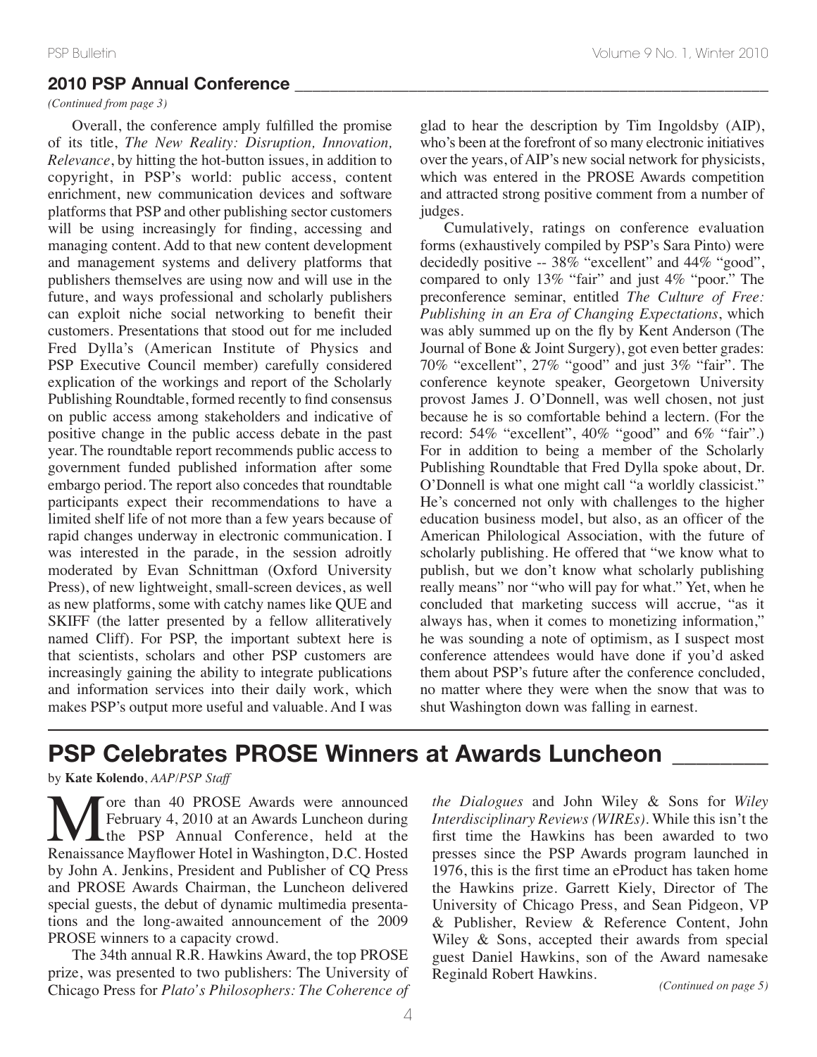## 2010 PSP Annual Conference

*(Continued from page 3)*

Overall, the conference amply fulfilled the promise of its title, *The New Reality: Disruption, Innovation, Relevance*, by hitting the hot-button issues, in addition to copyright, in PSP's world: public access, content enrichment, new communication devices and software platforms that PSP and other publishing sector customers will be using increasingly for finding, accessing and managing content. Add to that new content development and management systems and delivery platforms that publishers themselves are using now and will use in the future, and ways professional and scholarly publishers can exploit niche social networking to benefit their customers. Presentations that stood out for me included Fred Dylla's (American Institute of Physics and PSP Executive Council member) carefully considered explication of the workings and report of the Scholarly Publishing Roundtable, formed recently to find consensus on public access among stakeholders and indicative of positive change in the public access debate in the past year. The roundtable report recommends public access to government funded published information after some embargo period. The report also concedes that roundtable participants expect their recommendations to have a limited shelf life of not more than a few years because of rapid changes underway in electronic communication. I was interested in the parade, in the session adroitly moderated by Evan Schnittman (Oxford University Press), of new lightweight, small-screen devices, as well as new platforms, some with catchy names like QUE and SKIFF (the latter presented by a fellow alliteratively named Cliff). For PSP, the important subtext here is that scientists, scholars and other PSP customers are increasingly gaining the ability to integrate publications and information services into their daily work, which makes PSP's output more useful and valuable. And I was glad to hear the description by Tim Ingoldsby (AIP), who's been at the forefront of so many electronic initiatives over the years, of AIP's new social network for physicists, which was entered in the PROSE Awards competition and attracted strong positive comment from a number of judges.

Cumulatively, ratings on conference evaluation forms (exhaustively compiled by PSP's Sara Pinto) were decidedly positive -- 38% "excellent" and 44% "good", compared to only 13% "fair" and just 4% "poor." The preconference seminar, entitled *The Culture of Free: Publishing in an Era of Changing Expectations*, which was ably summed up on the fly by Kent Anderson (The Journal of Bone & Joint Surgery), got even better grades: 70% "excellent", 27% "good" and just 3% "fair". The conference keynote speaker, Georgetown University provost James J. O'Donnell, was well chosen, not just because he is so comfortable behind a lectern. (For the record: 54% "excellent", 40% "good" and 6% "fair".) For in addition to being a member of the Scholarly Publishing Roundtable that Fred Dylla spoke about, Dr. O'Donnell is what one might call "a worldly classicist." He's concerned not only with challenges to the higher education business model, but also, as an officer of the American Philological Association, with the future of scholarly publishing. He offered that "we know what to publish, but we don't know what scholarly publishing really means" nor "who will pay for what." Yet, when he concluded that marketing success will accrue, "as it always has, when it comes to monetizing information," he was sounding a note of optimism, as I suspect most conference attendees would have done if you'd asked them about PSP's future after the conference concluded, no matter where they were when the snow that was to shut Washington down was falling in earnest.

## PSP Celebrates PROSE Winners at Awards Luncheon

by **Kate Kolendo**, *AAP/PSP Staff*

More than 40 PROSE Awards were announced February 4, 2010 at an Awards Luncheon during the PSP Annual Conference, held at the Renaissance Mayflower Hotel in Washington, D.C. Hosted by John A. Jenkins, President and Publisher of CQ Press and PROSE Awards Chairman, the Luncheon delivered special guests, the debut of dynamic multimedia presentations and the long-awaited announcement of the 2009 PROSE winners to a capacity crowd.

The 34th annual R.R. Hawkins Award, the top PROSE prize, was presented to two publishers: The University of Chicago Press for *Plato's Philosophers: The Coherence of the Dialogues* and John Wiley & Sons for *Wiley Interdisciplinary Reviews (WIREs)*. While this isn't the first time the Hawkins has been awarded to two presses since the PSP Awards program launched in 1976, this is the first time an eProduct has taken home the Hawkins prize. Garrett Kiely, Director of The University of Chicago Press, and Sean Pidgeon, VP & Publisher, Review & Reference Content, John Wiley & Sons, accepted their awards from special guest Daniel Hawkins, son of the Award namesake Reginald Robert Hawkins.

*(Continued on page 5)*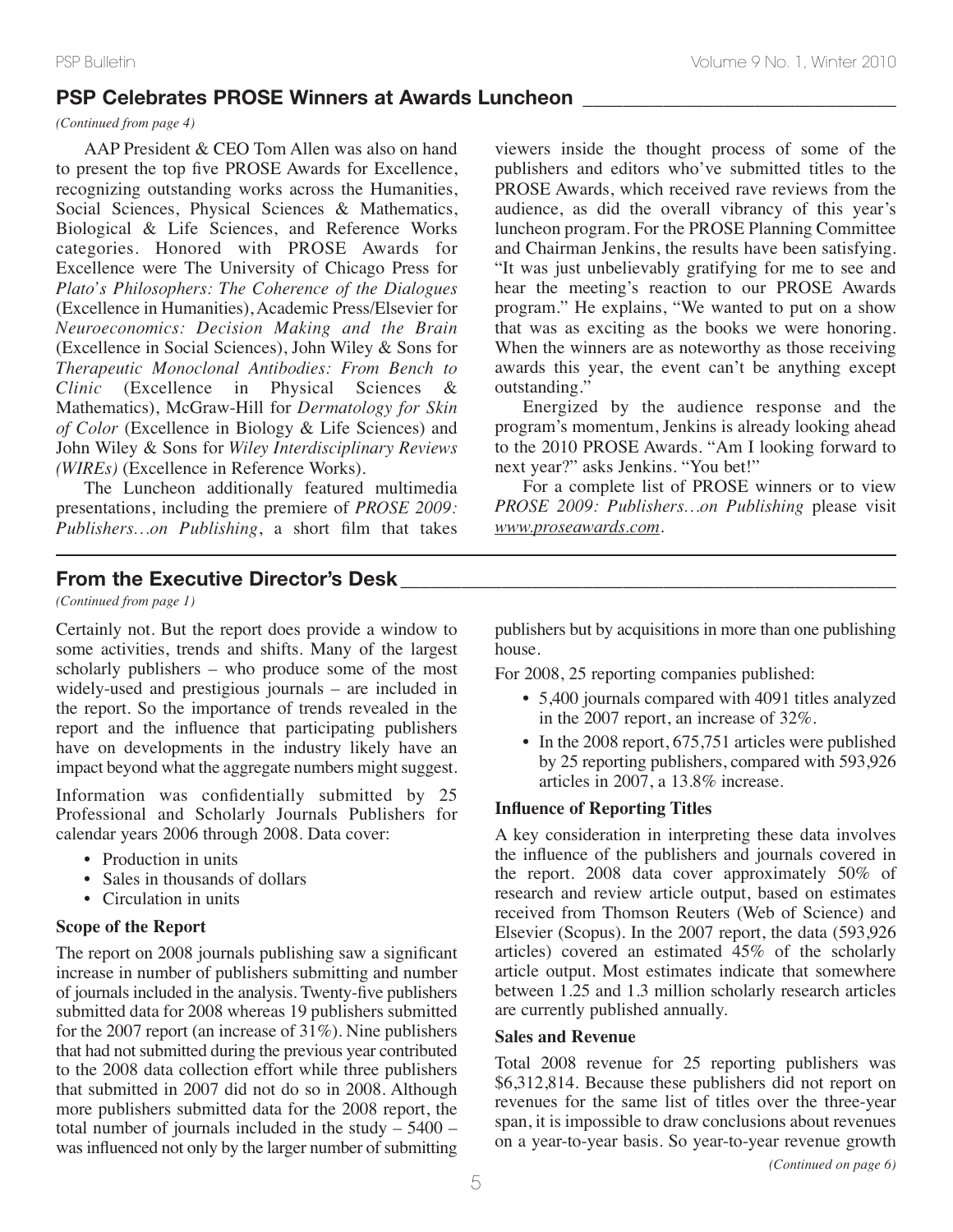## PSP Celebrates PROSE Winners at Awards Luncheon

*(Continued from page 4)*

AAP President & CEO Tom Allen was also on hand to present the top five PROSE Awards for Excellence, recognizing outstanding works across the Humanities, Social Sciences, Physical Sciences & Mathematics, Biological & Life Sciences, and Reference Works categories. Honored with PROSE Awards for Excellence were The University of Chicago Press for *Plato's Philosophers: The Coherence of the Dialogues* (Excellence in Humanities), Academic Press/Elsevier for *Neuroeconomics: Decision Making and the Brain* (Excellence in Social Sciences), John Wiley & Sons for *Therapeutic Monoclonal Antibodies: From Bench to Clinic* (Excellence in Physical Sciences & Mathematics), McGraw-Hill for *Dermatology for Skin of Color* (Excellence in Biology & Life Sciences) and John Wiley & Sons for *Wiley Interdisciplinary Reviews (WIREs)* (Excellence in Reference Works).

The Luncheon additionally featured multimedia presentations, including the premiere of *PROSE 2009: Publishers…on Publishing*, a short film that takes viewers inside the thought process of some of the publishers and editors who've submitted titles to the PROSE Awards, which received rave reviews from the audience, as did the overall vibrancy of this year's luncheon program. For the PROSE Planning Committee and Chairman Jenkins, the results have been satisfying. "It was just unbelievably gratifying for me to see and hear the meeting's reaction to our PROSE Awards program." He explains, "We wanted to put on a show that was as exciting as the books we were honoring. When the winners are as noteworthy as those receiving awards this year, the event can't be anything except outstanding."

Energized by the audience response and the program's momentum, Jenkins is already looking ahead to the 2010 PROSE Awards. "Am I looking forward to next year?" asks Jenkins. "You bet!"

For a complete list of PROSE winners or to view *PROSE 2009: Publishers…on Publishing* please visit www.proseawards.com.

## From the Executive Director's Desk

*(Continued from page 1)*

Certainly not. But the report does provide a window to some activities, trends and shifts. Many of the largest scholarly publishers – who produce some of the most widely-used and prestigious journals – are included in the report. So the importance of trends revealed in the report and the influence that participating publishers have on developments in the industry likely have an impact beyond what the aggregate numbers might suggest.

Information was confidentially submitted by 25 Professional and Scholarly Journals Publishers for calendar years 2006 through 2008. Data cover:

- Production in units
- Sales in thousands of dollars
- Circulation in units

**Scope of the Report**

The report on 2008 journals publishing saw a significant increase in number of publishers submitting and number of journals included in the analysis. Twenty-five publishers submitted data for 2008 whereas 19 publishers submitted for the 2007 report (an increase of 31%). Nine publishers that had not submitted during the previous year contributed to the 2008 data collection effort while three publishers that submitted in 2007 did not do so in 2008. Although more publishers submitted data for the 2008 report, the total number of journals included in the study – 5400 – was influenced not only by the larger number of submitting publishers but by acquisitions in more than one publishing house.

For 2008, 25 reporting companies published:

- 5,400 journals compared with 4091 titles analyzed in the 2007 report, an increase of 32%.
- In the 2008 report, 675,751 articles were published by 25 reporting publishers, compared with 593,926 articles in 2007, a 13.8% increase.

**Influence of Reporting Titles**

A key consideration in interpreting these data involves the influence of the publishers and journals covered in the report. 2008 data cover approximately 50% of research and review article output, based on estimates received from Thomson Reuters (Web of Science) and Elsevier (Scopus). In the 2007 report, the data (593,926 articles) covered an estimated 45% of the scholarly article output. Most estimates indicate that somewhere between 1.25 and 1.3 million scholarly research articles are currently published annually.

**Sales and Revenue**

Total 2008 revenue for 25 reporting publishers was $6,312,814. Because these publishers did not report on revenues for the same list of titles over the three-year span, it is impossible to draw conclusions about revenues on a year-to-year basis. So year-to-year revenue growth

*(Continued on page 6)*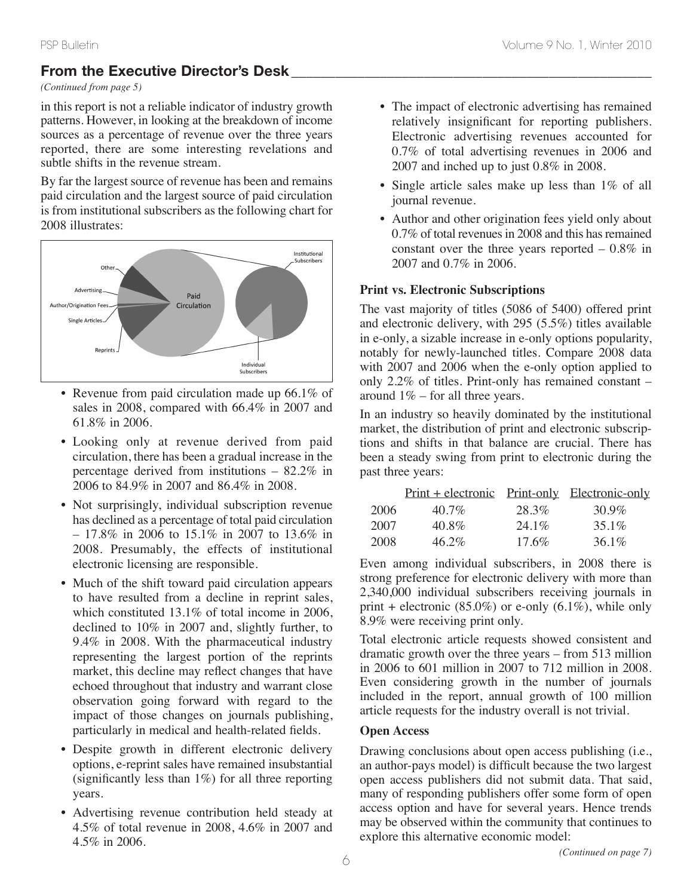## From the Executive Director's Desk

*(Continued from page 5)*

in this report is not a reliable indicator of industry growth patterns. However, in looking at the breakdown of income sources as a percentage of revenue over the three years reported, there are some interesting revelations and subtle shifts in the revenue stream.

By far the largest source of revenue has been and remains paid circulation and the largest source of paid circulation is from institutional subscribers as the following chart for 2008 illustrates:

- Revenue from paid circulation made up 66.1% of sales in 2008, compared with 66.4% in 2007 and 61.8% in 2006.
- Looking only at revenue derived from paid circulation, there has been a gradual increase in the percentage derived from institutions – 82.2% in 2006 to 84.9% in 2007 and 86.4% in 2008.
- Not surprisingly, individual subscription revenue has declined as a percentage of total paid circulation – 17.8% in 2006 to 15.1% in 2007 to 13.6% in 2008. Presumably, the effects of institutional electronic licensing are responsible.
- Much of the shift toward paid circulation appears to have resulted from a decline in reprint sales, which constituted 13.1% of total income in 2006, declined to 10% in 2007 and, slightly further, to 9.4% in 2008. With the pharmaceutical industry representing the largest portion of the reprints market, this decline may reflect changes that have echoed throughout that industry and warrant close observation going forward with regard to the impact of those changes on journals publishing, particularly in medical and health-related fields.
- Despite growth in different electronic delivery options, e-reprint sales have remained insubstantial (significantly less than 1%) for all three reporting years.
- Advertising revenue contribution held steady at 4.5% of total revenue in 2008, 4.6% in 2007 and 4.5% in 2006.
- The impact of electronic advertising has remained relatively insignificant for reporting publishers. Electronic advertising revenues accounted for 0.7% of total advertising revenues in 2006 and 2007 and inched up to just 0.8% in 2008.
- Single article sales make up less than 1% of all journal revenue.
- Author and other origination fees yield only about 0.7% of total revenues in 2008 and this has remained constant over the three years reported – 0.8% in 2007 and 0.7% in 2006.

### Print vs. Electronic Subscriptions

The vast majority of titles (5086 of 5400) offered print and electronic delivery, with 295 (5.5%) titles available in e-only, a sizable increase in e-only options popularity, notably for newly-launched titles. Compare 2008 data with 2007 and 2006 when the e-only option applied to only 2.2% of titles. Print-only has remained constant – around 1% – for all three years.

In an industry so heavily dominated by the institutional market, the distribution of print and electronic subscriptions and shifts in that balance are crucial. There has been a steady swing from print to electronic during the past three years:

| | Print + electronic | Print-only | Electronic-only |
|---|---|---|---|
| 2006 | 40.7% | 28.3% | 30.9% |
| 2007 | 40.8% | 24.1% | 35.1% |
| 2008 | 46.2% | 17.6% | 36.1% |

Even among individual subscribers, in 2008 there is strong preference for electronic delivery with more than 2,340,000 individual subscribers receiving journals in print + electronic (85.0%) or e-only (6.1%), while only 8.9% were receiving print only.

Total electronic article requests showed consistent and dramatic growth over the three years – from 513 million in 2006 to 601 million in 2007 to 712 million in 2008. Even considering growth in the number of journals included in the report, annual growth of 100 million article requests for the industry overall is not trivial.

### Open Access

Drawing conclusions about open access publishing (i.e., an author-pays model) is difficult because the two largest open access publishers did not submit data. That said, many of responding publishers offer some form of open access option and have for several years. Hence trends may be observed within the community that continues to explore this alternative economic model:

*(Continued on page 7)*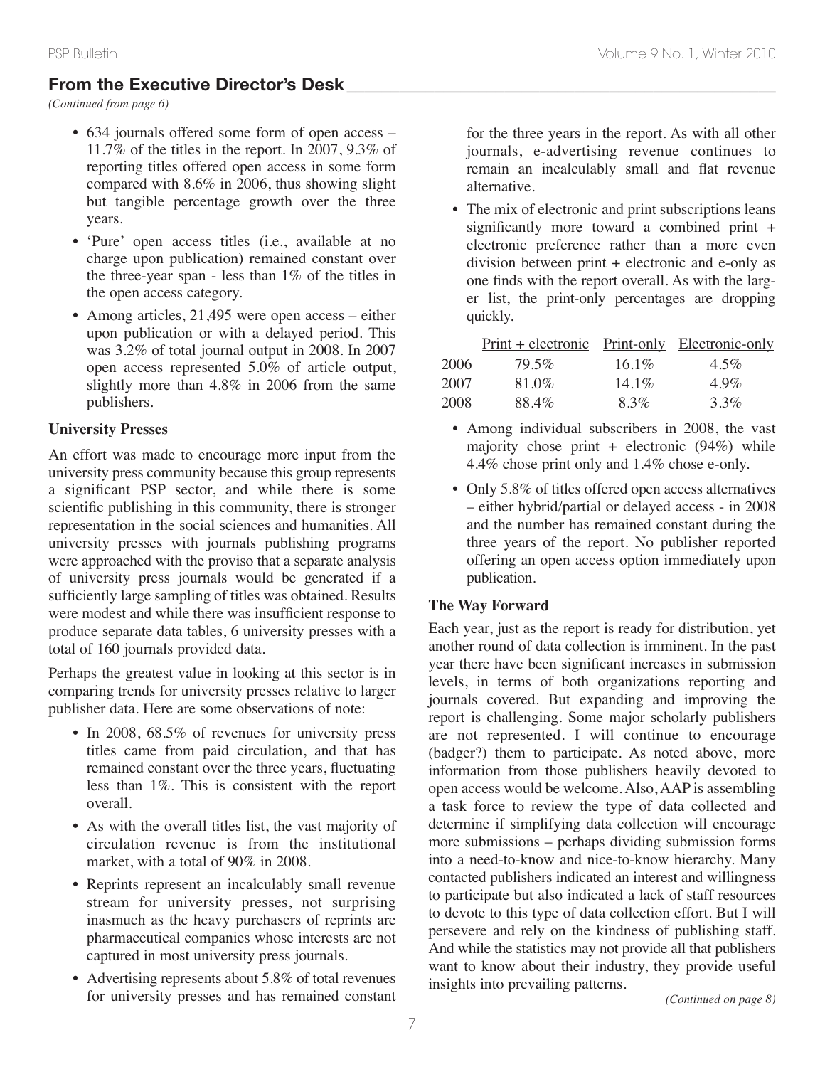## From the Executive Director's Desk

*(Continued from page 6)*

- 634 journals offered some form of open access – 11.7% of the titles in the report. In 2007, 9.3% of reporting titles offered open access in some form compared with 8.6% in 2006, thus showing slight but tangible percentage growth over the three years.
- 'Pure' open access titles (i.e., available at no charge upon publication) remained constant over the three-year span - less than 1% of the titles in the open access category.
- Among articles, 21,495 were open access – either upon publication or with a delayed period. This was 3.2% of total journal output in 2008. In 2007 open access represented 5.0% of article output, slightly more than 4.8% in 2006 from the same publishers.

### University Presses

An effort was made to encourage more input from the university press community because this group represents a significant PSP sector, and while there is some scientific publishing in this community, there is stronger representation in the social sciences and humanities. All university presses with journals publishing programs were approached with the proviso that a separate analysis of university press journals would be generated if a sufficiently large sampling of titles was obtained. Results were modest and while there was insufficient response to produce separate data tables, 6 university presses with a total of 160 journals provided data.

Perhaps the greatest value in looking at this sector is in comparing trends for university presses relative to larger publisher data. Here are some observations of note:

- In 2008, 68.5% of revenues for university press titles came from paid circulation, and that has remained constant over the three years, fluctuating less than 1%. This is consistent with the report overall.
- As with the overall titles list, the vast majority of circulation revenue is from the institutional market, with a total of 90% in 2008.
- Reprints represent an incalculably small revenue stream for university presses, not surprising inasmuch as the heavy purchasers of reprints are pharmaceutical companies whose interests are not captured in most university press journals.
- Advertising represents about 5.8% of total revenues for university presses and has remained constant for the three years in the report. As with all other journals, e-advertising revenue continues to remain an incalculably small and flat revenue alternative.
- The mix of electronic and print subscriptions leans significantly more toward a combined print + electronic preference rather than a more even division between print + electronic and e-only as one finds with the report overall. As with the larger list, the print-only percentages are dropping quickly.

| | Print + electronic | Print-only | Electronic-only |
|---|---|---|---|
| 2006 | 79.5% | 16.1% | 4.5% |
| 2007 | 81.0% | 14.1% | 4.9% |
| 2008 | 88.4% | 8.3% | 3.3% |

- Among individual subscribers in 2008, the vast majority chose print + electronic (94%) while 4.4% chose print only and 1.4% chose e-only.
- Only 5.8% of titles offered open access alternatives – either hybrid/partial or delayed access - in 2008 and the number has remained constant during the three years of the report. No publisher reported offering an open access option immediately upon publication.

### The Way Forward

Each year, just as the report is ready for distribution, yet another round of data collection is imminent. In the past year there have been significant increases in submission levels, in terms of both organizations reporting and journals covered. But expanding and improving the report is challenging. Some major scholarly publishers are not represented. I will continue to encourage (badger?) them to participate. As noted above, more information from those publishers heavily devoted to open access would be welcome. Also, AAP is assembling a task force to review the type of data collected and determine if simplifying data collection will encourage more submissions – perhaps dividing submission forms into a need-to-know and nice-to-know hierarchy. Many contacted publishers indicated an interest and willingness to participate but also indicated a lack of staff resources to devote to this type of data collection effort. But I will persevere and rely on the kindness of publishing staff. And while the statistics may not provide all that publishers want to know about their industry, they provide useful insights into prevailing patterns.

*(Continued on page 8)*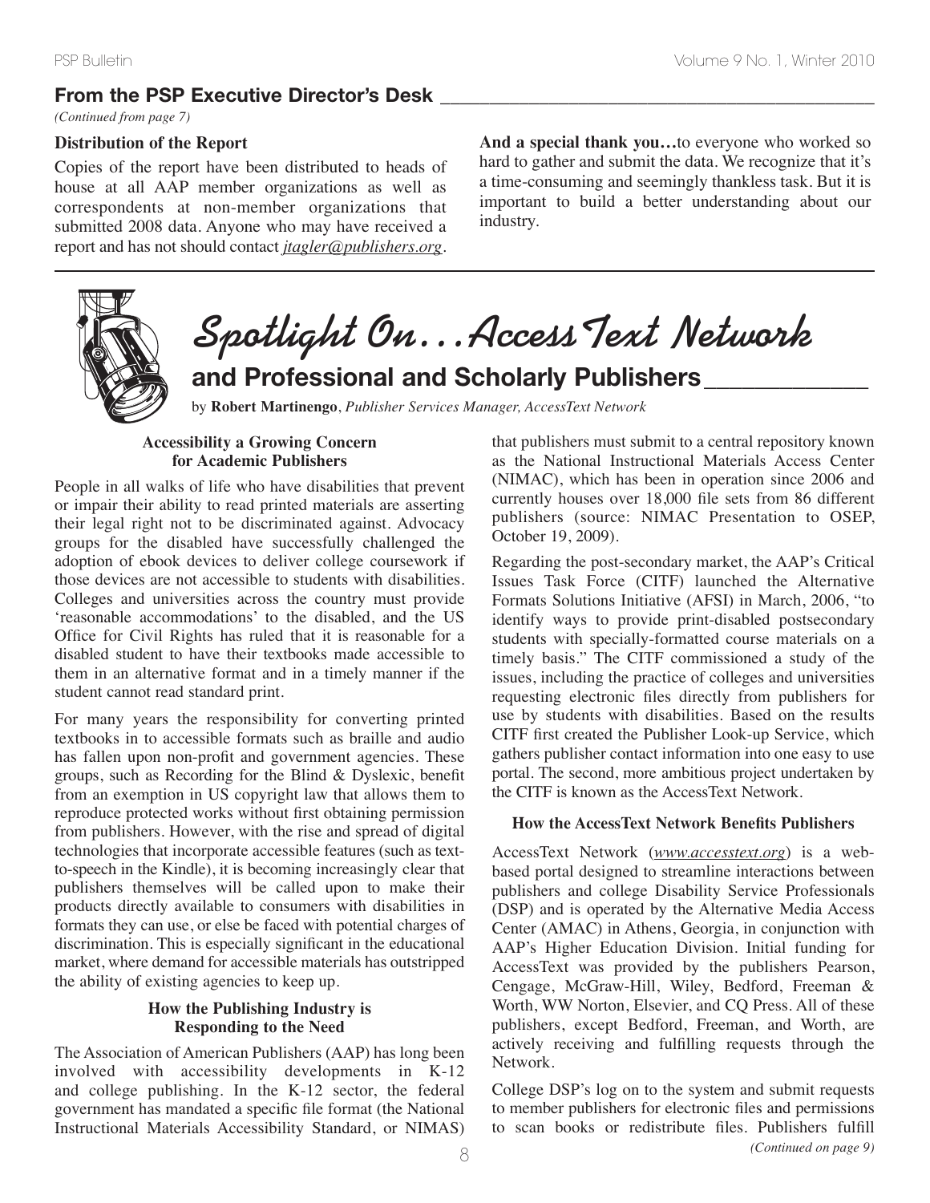## From the PSP Executive Director's Desk

*(Continued from page 7)*

**Distribution of the Report**

Copies of the report have been distributed to heads of house at all AAP member organizations as well as correspondents at non-member organizations that submitted 2008 data. Anyone who may have received a report and has not should contact *jtagler@publishers.org*.

**And a special thank you…**to everyone who worked so hard to gather and submit the data. We recognize that it's a time-consuming and seemingly thankless task. But it is important to build a better understanding about our industry.

# Spotlight On…AccessText Network

## and Professional and Scholarly Publishers

by **Robert Martinengo**, *Publisher Services Manager, AccessText Network*

### Accessibility a Growing Concern for Academic Publishers

People in all walks of life who have disabilities that prevent or impair their ability to read printed materials are asserting their legal right not to be discriminated against. Advocacy groups for the disabled have successfully challenged the adoption of ebook devices to deliver college coursework if those devices are not accessible to students with disabilities. Colleges and universities across the country must provide 'reasonable accommodations' to the disabled, and the US Office for Civil Rights has ruled that it is reasonable for a disabled student to have their textbooks made accessible to them in an alternative format and in a timely manner if the student cannot read standard print.

For many years the responsibility for converting printed textbooks in to accessible formats such as braille and audio has fallen upon non-profit and government agencies. These groups, such as Recording for the Blind & Dyslexic, benefit from an exemption in US copyright law that allows them to reproduce protected works without first obtaining permission from publishers. However, with the rise and spread of digital technologies that incorporate accessible features (such as text-to-speech in the Kindle), it is becoming increasingly clear that publishers themselves will be called upon to make their products directly available to consumers with disabilities in formats they can use, or else be faced with potential charges of discrimination. This is especially significant in the educational market, where demand for accessible materials has outstripped the ability of existing agencies to keep up.

### How the Publishing Industry is Responding to the Need

The Association of American Publishers (AAP) has long been involved with accessibility developments in K-12 and college publishing. In the K-12 sector, the federal government has mandated a specific file format (the National Instructional Materials Accessibility Standard, or NIMAS) that publishers must submit to a central repository known as the National Instructional Materials Access Center (NIMAC), which has been in operation since 2006 and currently houses over 18,000 file sets from 86 different publishers (source: NIMAC Presentation to OSEP, October 19, 2009).

Regarding the post-secondary market, the AAP's Critical Issues Task Force (CITF) launched the Alternative Formats Solutions Initiative (AFSI) in March, 2006, "to identify ways to provide print-disabled postsecondary students with specially-formatted course materials on a timely basis." The CITF commissioned a study of the issues, including the practice of colleges and universities requesting electronic files directly from publishers for use by students with disabilities. Based on the results CITF first created the Publisher Look-up Service, which gathers publisher contact information into one easy to use portal. The second, more ambitious project undertaken by the CITF is known as the AccessText Network.

### How the AccessText Network Benefits Publishers

AccessText Network (*www.accesstext.org*) is a web-based portal designed to streamline interactions between publishers and college Disability Service Professionals (DSP) and is operated by the Alternative Media Access Center (AMAC) in Athens, Georgia, in conjunction with AAP's Higher Education Division. Initial funding for AccessText was provided by the publishers Pearson, Cengage, McGraw-Hill, Wiley, Bedford, Freeman & Worth, WW Norton, Elsevier, and CQ Press. All of these publishers, except Bedford, Freeman, and Worth, are actively receiving and fulfilling requests through the Network.

College DSP's log on to the system and submit requests to member publishers for electronic files and permissions to scan books or redistribute files. Publishers fulfill

*(Continued on page 9)*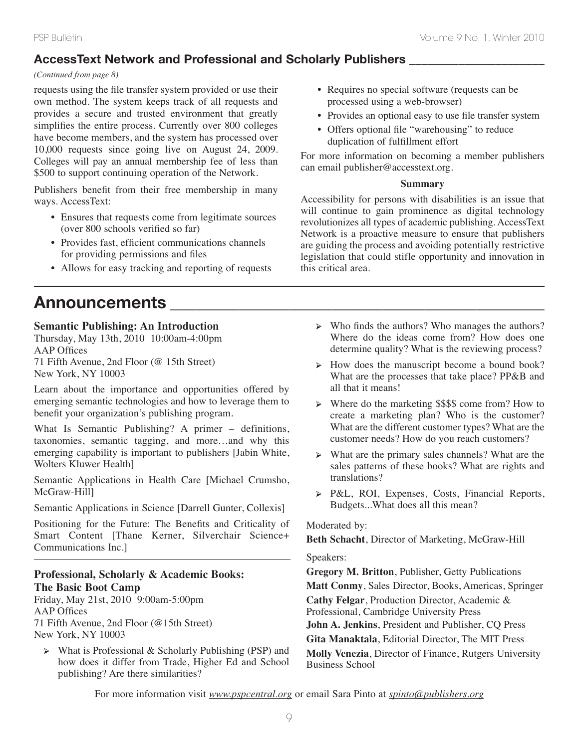## AccessText Network and Professional and Scholarly Publishers

*(Continued from page 8)*

requests using the file transfer system provided or use their own method. The system keeps track of all requests and provides a secure and trusted environment that greatly simplifies the entire process. Currently over 800 colleges have become members, and the system has processed over 10,000 requests since going live on August 24, 2009. Colleges will pay an annual membership fee of less than $500 to support continuing operation of the Network.

Publishers benefit from their free membership in many ways. AccessText:

- Ensures that requests come from legitimate sources (over 800 schools verified so far)
- Provides fast, efficient communications channels for providing permissions and files
- Allows for easy tracking and reporting of requests
- Requires no special software (requests can be processed using a web-browser)
- Provides an optional easy to use file transfer system
- Offers optional file "warehousing" to reduce duplication of fulfillment effort

For more information on becoming a member publishers can email publisher@accesstext.org.

**Summary**

Accessibility for persons with disabilities is an issue that will continue to gain prominence as digital technology revolutionizes all types of academic publishing. AccessText Network is a proactive measure to ensure that publishers are guiding the process and avoiding potentially restrictive legislation that could stifle opportunity and innovation in this critical area.

# Announcements

### Semantic Publishing: An Introduction

Thursday, May 13th, 2010 10:00am-4:00pm
AAP Offices
71 Fifth Avenue, 2nd Floor (@ 15th Street)
New York, NY 10003

Learn about the importance and opportunities offered by emerging semantic technologies and how to leverage them to benefit your organization's publishing program.

What Is Semantic Publishing? A primer – definitions, taxonomies, semantic tagging, and more…and why this emerging capability is important to publishers [Jabin White, Wolters Kluwer Health]

Semantic Applications in Health Care [Michael Crumsho, McGraw-Hill]

Semantic Applications in Science [Darrell Gunter, Collexis]

Positioning for the Future: The Benefits and Criticality of Smart Content [Thane Kerner, Silverchair Science+ Communications Inc.]

---

### Professional, Scholarly & Academic Books: The Basic Boot Camp

Friday, May 21st, 2010 9:00am-5:00pm
AAP Offices
71 Fifth Avenue, 2nd Floor (@15th Street)
New York, NY 10003

- What is Professional & Scholarly Publishing (PSP) and how does it differ from Trade, Higher Ed and School publishing? Are there similarities?
- Who finds the authors? Who manages the authors? Where do the ideas come from? How does one determine quality? What is the reviewing process?
- How does the manuscript become a bound book? What are the processes that take place? PP&B and all that it means!
- Where do the marketing $$$$ come from? How to create a marketing plan? Who is the customer? What are the different customer types? What are the customer needs? How do you reach customers?
- What are the primary sales channels? What are the sales patterns of these books? What are rights and translations?
- P&L, ROI, Expenses, Costs, Financial Reports, Budgets...What does all this mean?

Moderated by:

**Beth Schacht**, Director of Marketing, McGraw-Hill

Speakers:

**Gregory M. Britton**, Publisher, Getty Publications
**Matt Conmy**, Sales Director, Books, Americas, Springer
**Cathy Felgar**, Production Director, Academic & Professional, Cambridge University Press
**John A. Jenkins**, President and Publisher, CQ Press
**Gita Manaktala**, Editorial Director, The MIT Press
**Molly Venezia**, Director of Finance, Rutgers University Business School

For more information visit *www.pspcentral.org* or email Sara Pinto at *spinto@publishers.org*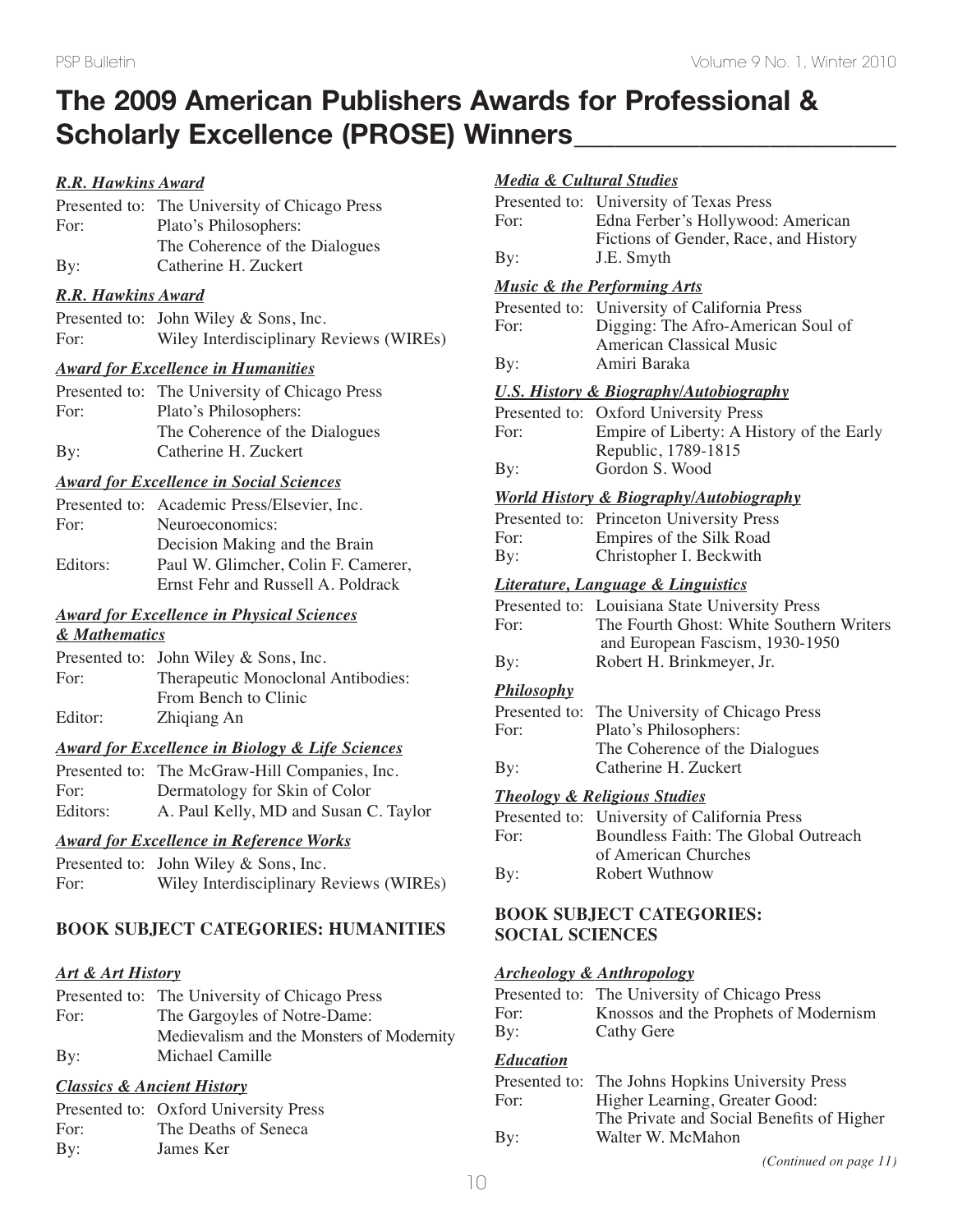# The 2009 American Publishers Awards for Professional & Scholarly Excellence (PROSE) Winners

***R.R. Hawkins Award***

Presented to: The University of Chicago Press
For: Plato's Philosophers: The Coherence of the Dialogues
By: Catherine H. Zuckert

***R.R. Hawkins Award***

Presented to: John Wiley & Sons, Inc.
For: Wiley Interdisciplinary Reviews (WIREs)

***Award for Excellence in Humanities***

Presented to: The University of Chicago Press
For: Plato's Philosophers: The Coherence of the Dialogues
By: Catherine H. Zuckert

***Award for Excellence in Social Sciences***

Presented to: Academic Press/Elsevier, Inc.
For: Neuroeconomics: Decision Making and the Brain
Editors: Paul W. Glimcher, Colin F. Camerer, Ernst Fehr and Russell A. Poldrack

***Award for Excellence in Physical Sciences & Mathematics***

Presented to: John Wiley & Sons, Inc.
For: Therapeutic Monoclonal Antibodies: From Bench to Clinic
Editor: Zhiqiang An

***Award for Excellence in Biology & Life Sciences***

Presented to: The McGraw-Hill Companies, Inc.
For: Dermatology for Skin of Color
Editors: A. Paul Kelly, MD and Susan C. Taylor

***Award for Excellence in Reference Works***

Presented to: John Wiley & Sons, Inc.
For: Wiley Interdisciplinary Reviews (WIREs)

## BOOK SUBJECT CATEGORIES: HUMANITIES

***Art & Art History***

Presented to: The University of Chicago Press
For: The Gargoyles of Notre-Dame: Medievalism and the Monsters of Modernity
By: Michael Camille

***Classics & Ancient History***

Presented to: Oxford University Press
For: The Deaths of Seneca
By: James Ker

***Media & Cultural Studies***

Presented to: University of Texas Press
For: Edna Ferber's Hollywood: American Fictions of Gender, Race, and History
By: J.E. Smyth

***Music & the Performing Arts***

Presented to: University of California Press
For: Digging: The Afro-American Soul of American Classical Music
By: Amiri Baraka

***U.S. History & Biography/Autobiography***

Presented to: Oxford University Press
For: Empire of Liberty: A History of the Early Republic, 1789-1815
By: Gordon S. Wood

***World History & Biography/Autobiography***

Presented to: Princeton University Press
For: Empires of the Silk Road
By: Christopher I. Beckwith

***Literature, Language & Linguistics***

Presented to: Louisiana State University Press
For: The Fourth Ghost: White Southern Writers and European Fascism, 1930-1950
By: Robert H. Brinkmeyer, Jr.

***Philosophy***

Presented to: The University of Chicago Press
For: Plato's Philosophers: The Coherence of the Dialogues
By: Catherine H. Zuckert

***Theology & Religious Studies***

Presented to: University of California Press
For: Boundless Faith: The Global Outreach of American Churches
By: Robert Wuthnow

## BOOK SUBJECT CATEGORIES: SOCIAL SCIENCES

***Archeology & Anthropology***

Presented to: The University of Chicago Press
For: Knossos and the Prophets of Modernism
By: Cathy Gere

***Education***

Presented to: The Johns Hopkins University Press
For: Higher Learning, Greater Good: The Private and Social Benefits of Higher
By: Walter W. McMahon

*(Continued on page 11)*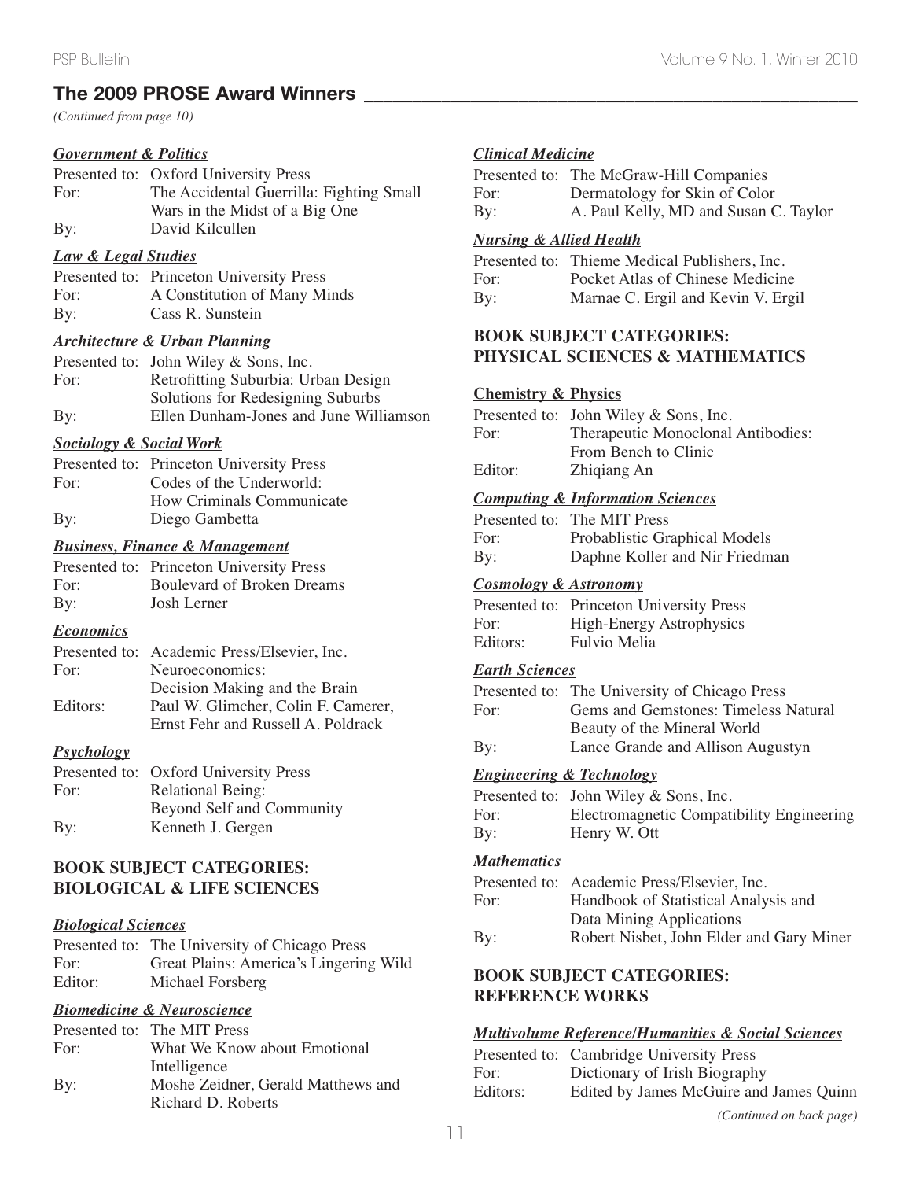## The 2009 PROSE Award Winners

*(Continued from page 10)*

### *Government & Politics*

Presented to: Oxford University Press
For: The Accidental Guerrilla: Fighting Small Wars in the Midst of a Big One
By: David Kilcullen

### *Law & Legal Studies*

Presented to: Princeton University Press
For: A Constitution of Many Minds
By: Cass R. Sunstein

### *Architecture & Urban Planning*

Presented to: John Wiley & Sons, Inc.
For: Retrofitting Suburbia: Urban Design Solutions for Redesigning Suburbs
By: Ellen Dunham-Jones and June Williamson

### *Sociology & Social Work*

Presented to: Princeton University Press
For: Codes of the Underworld: How Criminals Communicate
By: Diego Gambetta

### *Business, Finance & Management*

Presented to: Princeton University Press
For: Boulevard of Broken Dreams
By: Josh Lerner

### *Economics*

Presented to: Academic Press/Elsevier, Inc.
For: Neuroeconomics: Decision Making and the Brain
Editors: Paul W. Glimcher, Colin F. Camerer, Ernst Fehr and Russell A. Poldrack

### *Psychology*

Presented to: Oxford University Press
For: Relational Being: Beyond Self and Community
By: Kenneth J. Gergen

## BOOK SUBJECT CATEGORIES: BIOLOGICAL & LIFE SCIENCES

### *Biological Sciences*

Presented to: The University of Chicago Press
For: Great Plains: America's Lingering Wild
Editor: Michael Forsberg

### *Biomedicine & Neuroscience*

Presented to: The MIT Press
For: What We Know about Emotional Intelligence
By: Moshe Zeidner, Gerald Matthews and Richard D. Roberts

### *Clinical Medicine*

Presented to: The McGraw-Hill Companies
For: Dermatology for Skin of Color
By: A. Paul Kelly, MD and Susan C. Taylor

### *Nursing & Allied Health*

Presented to: Thieme Medical Publishers, Inc.
For: Pocket Atlas of Chinese Medicine
By: Marnae C. Ergil and Kevin V. Ergil

## BOOK SUBJECT CATEGORIES: PHYSICAL SCIENCES & MATHEMATICS

### Chemistry & Physics

Presented to: John Wiley & Sons, Inc.
For: Therapeutic Monoclonal Antibodies: From Bench to Clinic
Editor: Zhiqiang An

### *Computing & Information Sciences*

Presented to: The MIT Press
For: Probablistic Graphical Models
By: Daphne Koller and Nir Friedman

### *Cosmology & Astronomy*

Presented to: Princeton University Press
For: High-Energy Astrophysics
Editors: Fulvio Melia

### *Earth Sciences*

Presented to: The University of Chicago Press
For: Gems and Gemstones: Timeless Natural Beauty of the Mineral World
By: Lance Grande and Allison Augustyn

### *Engineering & Technology*

Presented to: John Wiley & Sons, Inc.
For: Electromagnetic Compatibility Engineering
By: Henry W. Ott

### *Mathematics*

Presented to: Academic Press/Elsevier, Inc.
For: Handbook of Statistical Analysis and Data Mining Applications
By: Robert Nisbet, John Elder and Gary Miner

## BOOK SUBJECT CATEGORIES: REFERENCE WORKS

### *Multivolume Reference/Humanities & Social Sciences*

Presented to: Cambridge University Press
For: Dictionary of Irish Biography
Editors: Edited by James McGuire and James Quinn

*(Continued on back page)*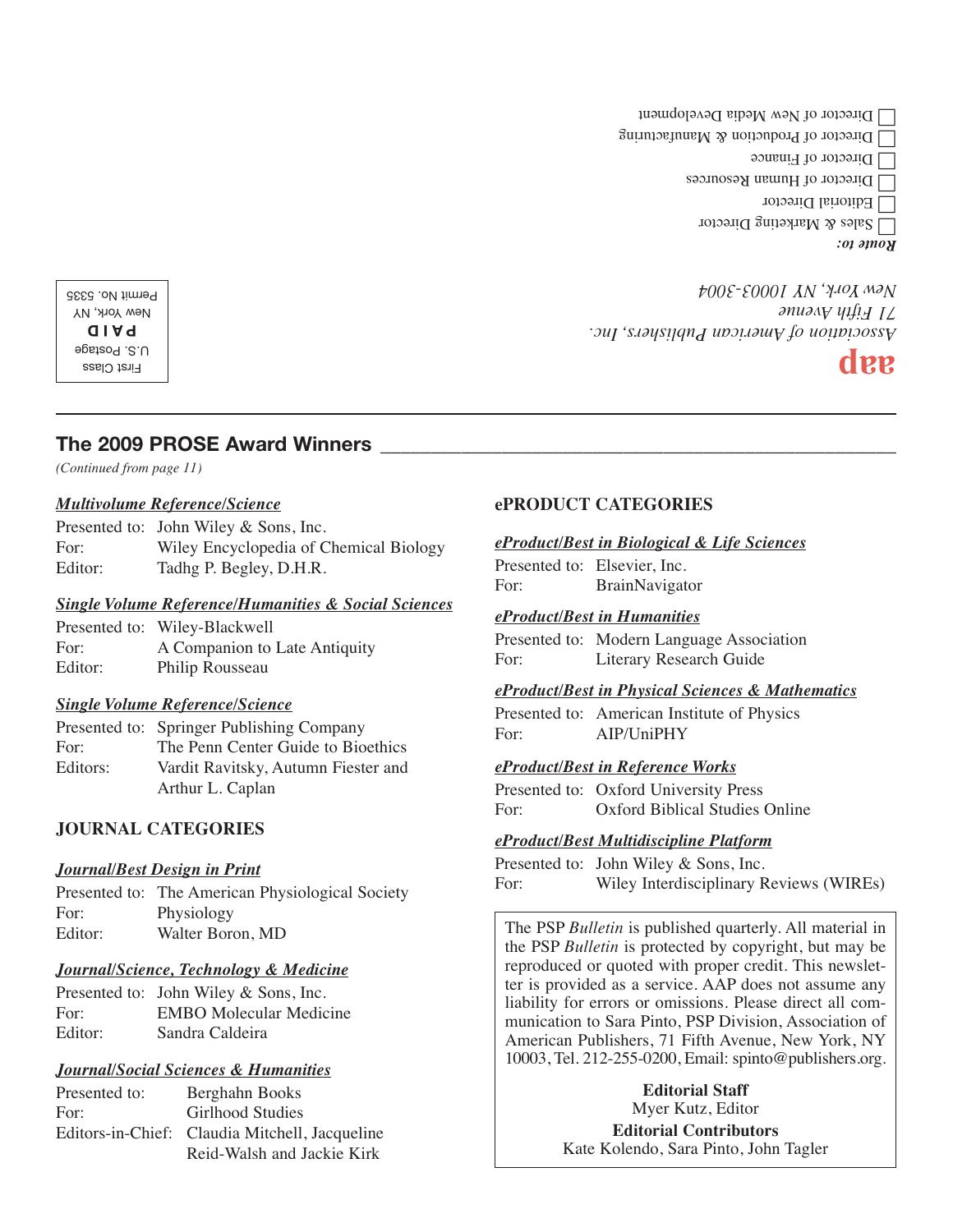aap

*Association of American Publishers, Inc.*
*71 Fifth Avenue*
*New York, NY 10003-3004*

First Class
U.S. Postage
**PAID**
New York, NY
Permit No. 5335

***Route to:***

- ☐ Sales & Marketing Director
- ☐ Editorial Director
- ☐ Director of Human Resources
- ☐ Director of Finance
- ☐ Director of Production & Manufacturing
- ☐ Director of New Media Development

## The 2009 PROSE Award Winners

*(Continued from page 11)*

***Multivolume Reference/Science***

Presented to: John Wiley & Sons, Inc.
For: Wiley Encyclopedia of Chemical Biology
Editor: Tadhg P. Begley, D.H.R.

***Single Volume Reference/Humanities & Social Sciences***

Presented to: Wiley-Blackwell
For: A Companion to Late Antiquity
Editor: Philip Rousseau

***Single Volume Reference/Science***

Presented to: Springer Publishing Company
For: The Penn Center Guide to Bioethics
Editors: Vardit Ravitsky, Autumn Fiester and Arthur L. Caplan

### JOURNAL CATEGORIES

***Journal/Best Design in Print***

Presented to: The American Physiological Society
For: Physiology
Editor: Walter Boron, MD

***Journal/Science, Technology & Medicine***

Presented to: John Wiley & Sons, Inc.
For: EMBO Molecular Medicine
Editor: Sandra Caldeira

***Journal/Social Sciences & Humanities***

Presented to: Berghahn Books
For: Girlhood Studies
Editors-in-Chief: Claudia Mitchell, Jacqueline Reid-Walsh and Jackie Kirk

### ePRODUCT CATEGORIES

***eProduct/Best in Biological & Life Sciences***

Presented to: Elsevier, Inc.
For: BrainNavigator

***eProduct/Best in Humanities***

Presented to: Modern Language Association
For: Literary Research Guide

***eProduct/Best in Physical Sciences & Mathematics***

Presented to: American Institute of Physics
For: AIP/UniPHY

***eProduct/Best in Reference Works***

Presented to: Oxford University Press
For: Oxford Biblical Studies Online

***eProduct/Best Multidiscipline Platform***

Presented to: John Wiley & Sons, Inc.
For: Wiley Interdisciplinary Reviews (WIREs)

The PSP *Bulletin* is published quarterly. All material in the PSP *Bulletin* is protected by copyright, but may be reproduced or quoted with proper credit. This newsletter is provided as a service. AAP does not assume any liability for errors or omissions. Please direct all communication to Sara Pinto, PSP Division, Association of American Publishers, 71 Fifth Avenue, New York, NY 10003, Tel. 212-255-0200, Email: spinto@publishers.org.

**Editorial Staff**
Myer Kutz, Editor
**Editorial Contributors**
Kate Kolendo, Sara Pinto, John Tagler